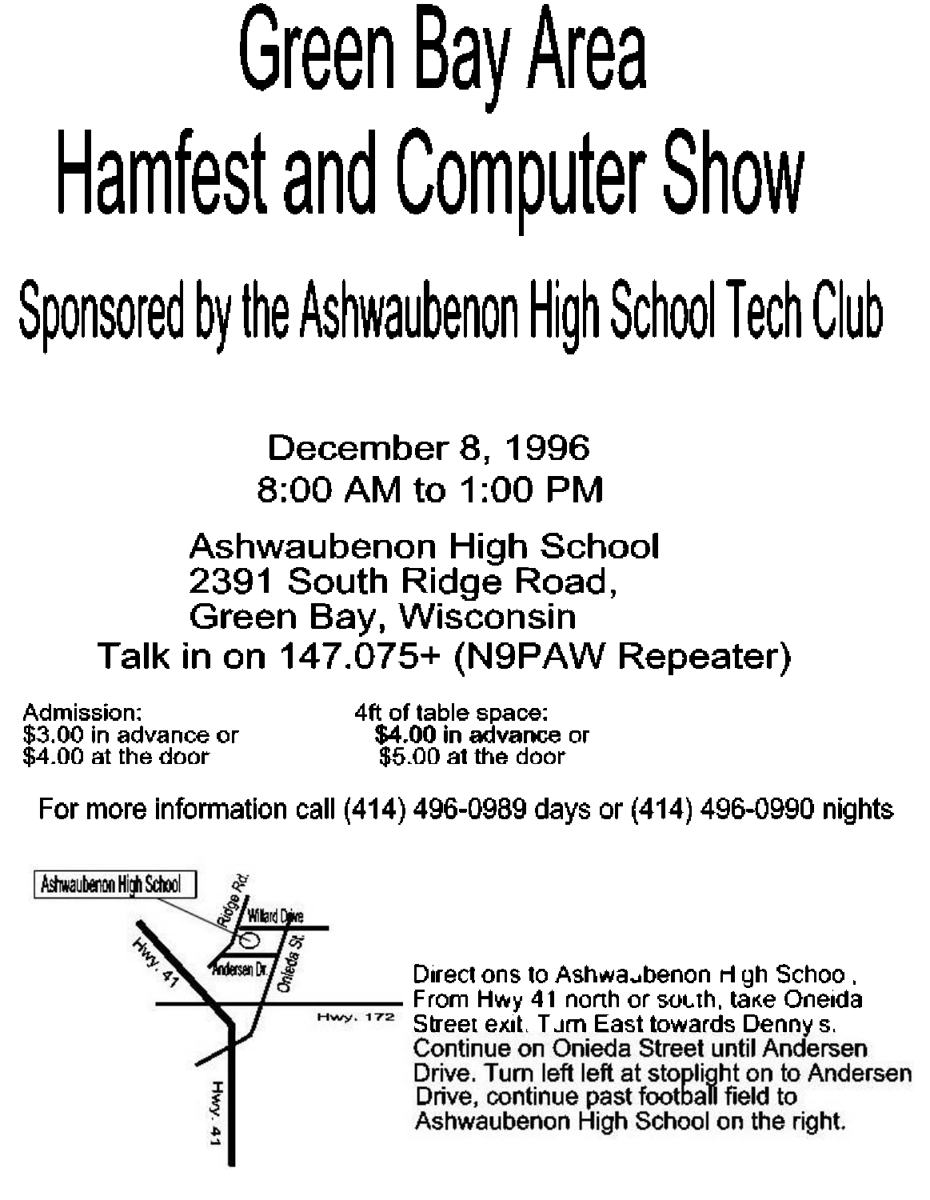# Green Bay Area Hamfest and Computer Show

## Sponsored by the Ashwaubenon High School Tech Club

December 8, 1996
8:00 AM to 1:00 PM

Ashwaubenon High School
2391 South Ridge Road,
Green Bay, Wisconsin
Talk in on 147.075+ (N9PAW Repeater)

Admission:
$3.00 in advance or
$4.00 at the door

4ft of table space:
**$4.00 in advance** or
$5.00 at the door

For more information call (414) 496-0989 days or (414) 496-0990 nights

Ashwaubenon High School
Ridge Rd.
Willard Drive
Andersen Dr.
Onieda St.
Hwy. 41
Hwy. 172
Hwy. 41

Direct ons to Ashwaubenon H gh Schoo.
From Hwy 41 north or south, take Oneida Street exit. Turn East towards Denny s. Continue on Onieda Street until Andersen Drive. Turn left left at stoplight on to Andersen Drive, continue past football field to Ashwaubenon High School on the right.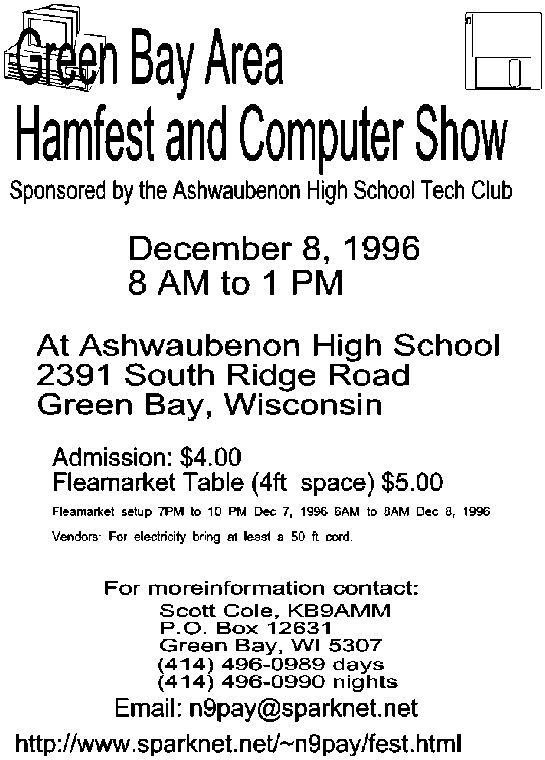# Green Bay Area Hamfest and Computer Show

Sponsored by the Ashwaubenon High School Tech Club

## December 8, 1996
## 8 AM to 1 PM

## At Ashwaubenon High School
## 2391 South Ridge Road
## Green Bay, Wisconsin

**Admission: $4.00**
**Fleamarket Table (4ft space) $5.00**

Fleamarket setup 7PM to 10 PM Dec 7, 1996 6AM to 8AM Dec 8, 1996

Vendors: For electricity bring at least a 50 ft cord.

For moreinformation contact:

Scott Cole, KB9AMM
P.O. Box 12631
Green Bay, WI 5307
(414) 496-0989 days
(414) 496-0990 nights

Email: n9pay@sparknet.net

http://www.sparknet.net/~n9pay/fest.html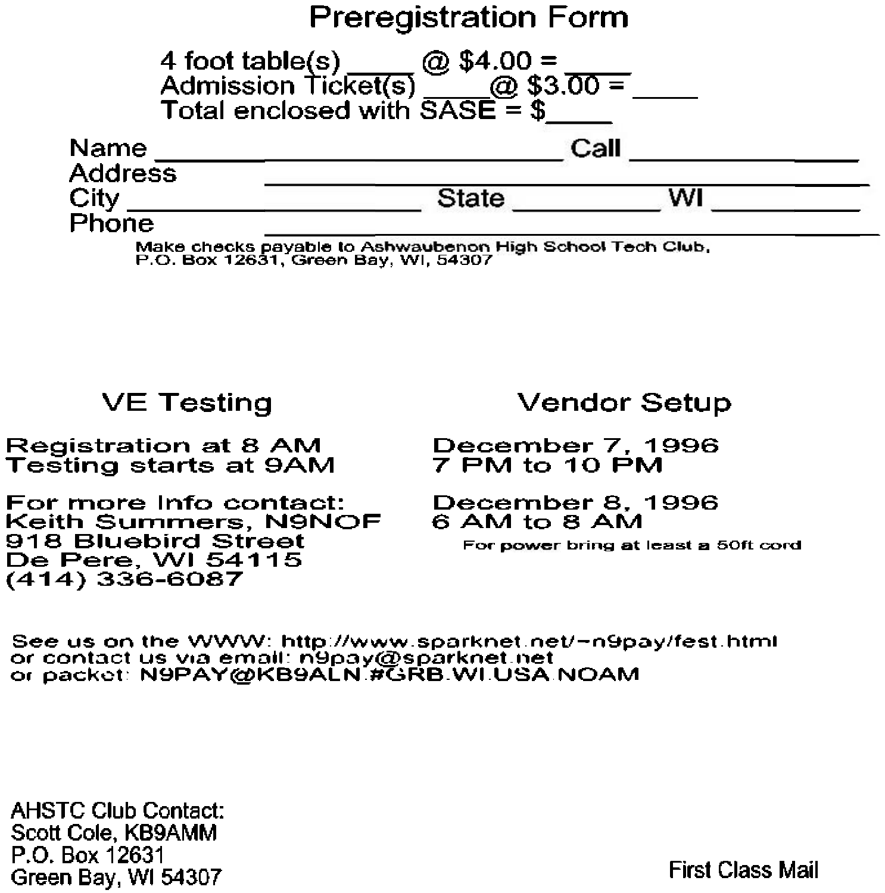# Preregistration Form

4 foot table(s) ____ @ $4.00 = ____
Admission Ticket(s) ____@ $3.00 = ____
Total enclosed with SASE = $____

Name ______________________________ Call ________________
Address ______________________________________________
City ____________________ State __________ WI __________
Phone ________________________________________________

Make checks payable to Ashwaubenon High School Tech Club,
P.O. Box 12631, Green Bay, WI, 54307

## VE Testing

Registration at 8 AM
Testing starts at 9AM

For more Info contact:
Keith Summers, N9NOF
918 Bluebird Street
De Pere, WI 54115
(414) 336-6087

## Vendor Setup

December 7, 1996
7 PM to 10 PM

December 8, 1996
6 AM to 8 AM

For power bring at least a 50ft cord

See us on the WWW: http://www.sparknet.net/~n9pay/fest.html
or contact us via email: n9pay@sparknet.net
or packet: N9PAY@KB9ALN.#GRB.WI.USA.NOAM

AHSTC Club Contact:
Scott Cole, KB9AMM
P.O. Box 12631
Green Bay, WI 54307

First Class Mail